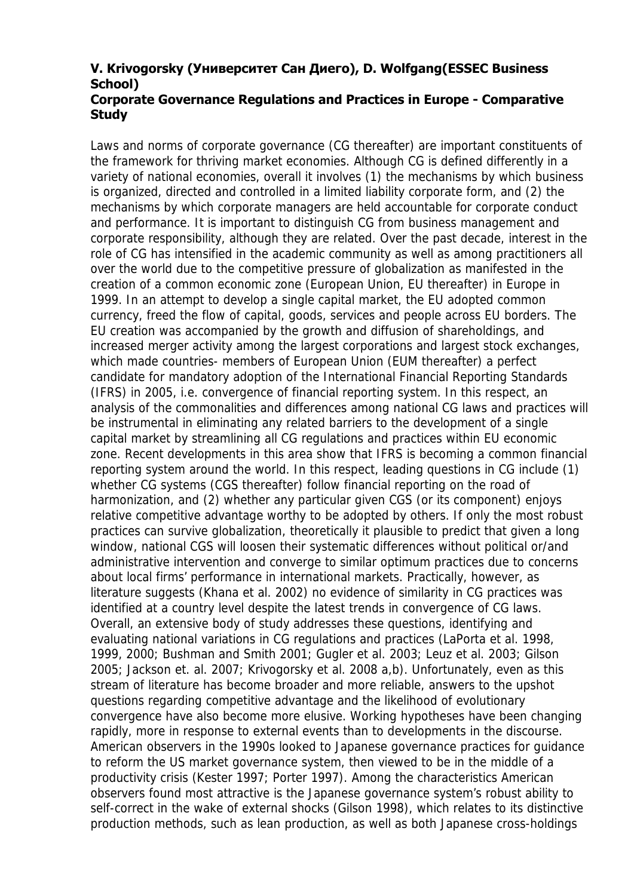**V. Krivogorsky (Университет Сан Диего), D. Wolfgang(ESSEC Business School)**
**Corporate Governance Regulations and Practices in Europe - Comparative Study**

Laws and norms of corporate governance (CG thereafter) are important constituents of the framework for thriving market economies. Although CG is defined differently in a variety of national economies, overall it involves (1) the mechanisms by which business is organized, directed and controlled in a limited liability corporate form, and (2) the mechanisms by which corporate managers are held accountable for corporate conduct and performance. It is important to distinguish CG from business management and corporate responsibility, although they are related. Over the past decade, interest in the role of CG has intensified in the academic community as well as among practitioners all over the world due to the competitive pressure of globalization as manifested in the creation of a common economic zone (European Union, EU thereafter) in Europe in 1999. In an attempt to develop a single capital market, the EU adopted common currency, freed the flow of capital, goods, services and people across EU borders. The EU creation was accompanied by the growth and diffusion of shareholdings, and increased merger activity among the largest corporations and largest stock exchanges, which made countries- members of European Union (EUM thereafter) a perfect candidate for mandatory adoption of the International Financial Reporting Standards (IFRS) in 2005, i.e. convergence of financial reporting system. In this respect, an analysis of the commonalities and differences among national CG laws and practices will be instrumental in eliminating any related barriers to the development of a single capital market by streamlining all CG regulations and practices within EU economic zone. Recent developments in this area show that IFRS is becoming a common financial reporting system around the world. In this respect, leading questions in CG include (1) whether CG systems (CGS thereafter) follow financial reporting on the road of harmonization, and (2) whether any particular given CGS (or its component) enjoys relative competitive advantage worthy to be adopted by others. If only the most robust practices can survive globalization, theoretically it plausible to predict that given a long window, national CGS will loosen their systematic differences without political or/and administrative intervention and converge to similar optimum practices due to concerns about local firms' performance in international markets. Practically, however, as literature suggests (Khana et al. 2002) no evidence of similarity in CG practices was identified at a country level despite the latest trends in convergence of CG laws. Overall, an extensive body of study addresses these questions, identifying and evaluating national variations in CG regulations and practices (LaPorta et al. 1998, 1999, 2000; Bushman and Smith 2001; Gugler et al. 2003; Leuz et al. 2003; Gilson 2005; Jackson et. al. 2007; Krivogorsky et al. 2008 a,b). Unfortunately, even as this stream of literature has become broader and more reliable, answers to the upshot questions regarding competitive advantage and the likelihood of evolutionary convergence have also become more elusive. Working hypotheses have been changing rapidly, more in response to external events than to developments in the discourse. American observers in the 1990s looked to Japanese governance practices for guidance to reform the US market governance system, then viewed to be in the middle of a productivity crisis (Kester 1997; Porter 1997). Among the characteristics American observers found most attractive is the Japanese governance system's robust ability to self-correct in the wake of external shocks (Gilson 1998), which relates to its distinctive production methods, such as lean production, as well as both Japanese cross-holdings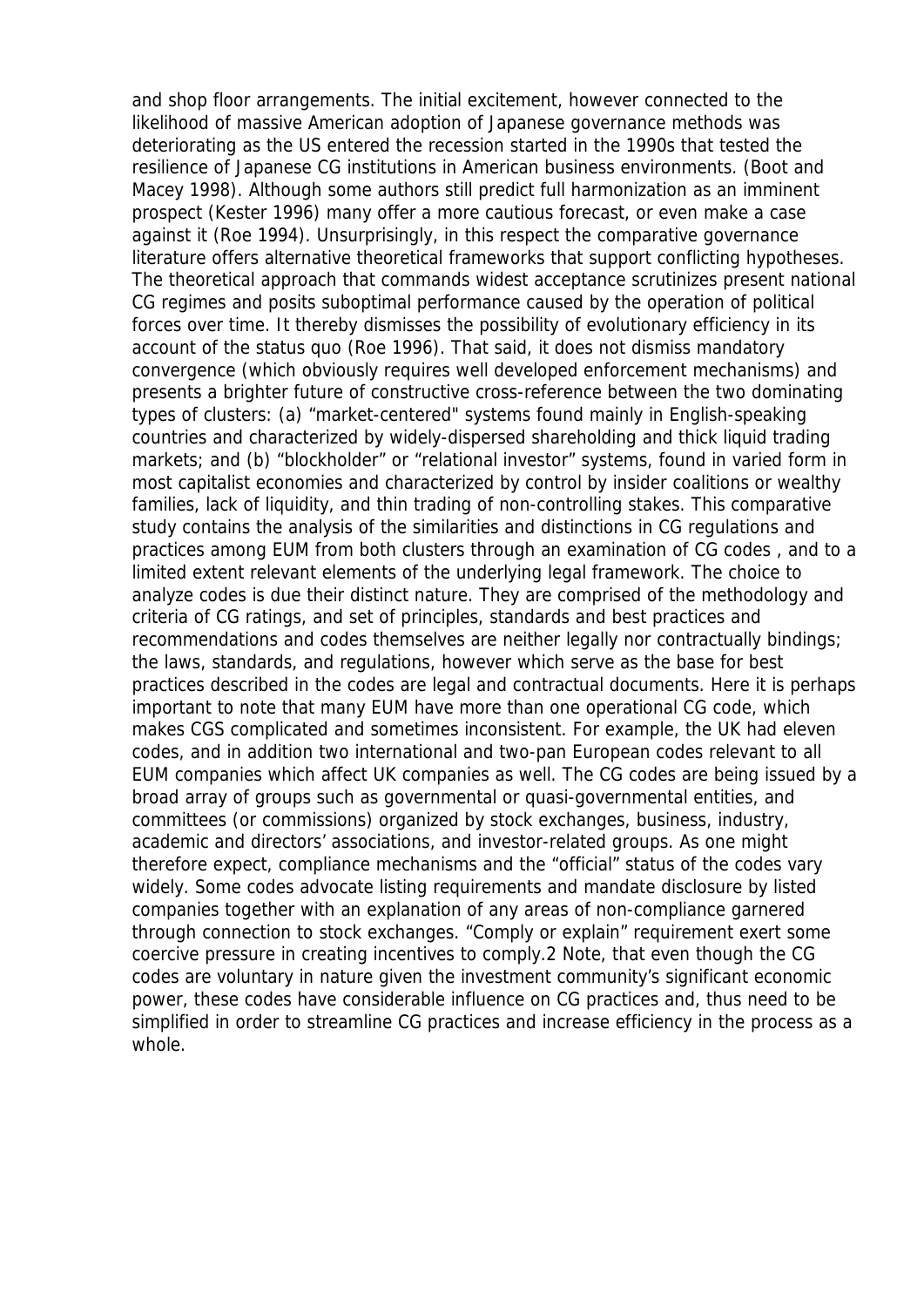and shop floor arrangements. The initial excitement, however connected to the likelihood of massive American adoption of Japanese governance methods was deteriorating as the US entered the recession started in the 1990s that tested the resilience of Japanese CG institutions in American business environments. (Boot and Macey 1998). Although some authors still predict full harmonization as an imminent prospect (Kester 1996) many offer a more cautious forecast, or even make a case against it (Roe 1994). Unsurprisingly, in this respect the comparative governance literature offers alternative theoretical frameworks that support conflicting hypotheses. The theoretical approach that commands widest acceptance scrutinizes present national CG regimes and posits suboptimal performance caused by the operation of political forces over time. It thereby dismisses the possibility of evolutionary efficiency in its account of the status quo (Roe 1996). That said, it does not dismiss mandatory convergence (which obviously requires well developed enforcement mechanisms) and presents a brighter future of constructive cross-reference between the two dominating types of clusters: (a) "market-centered" systems found mainly in English-speaking countries and characterized by widely-dispersed shareholding and thick liquid trading markets; and (b) "blockholder" or "relational investor" systems, found in varied form in most capitalist economies and characterized by control by insider coalitions or wealthy families, lack of liquidity, and thin trading of non-controlling stakes. This comparative study contains the analysis of the similarities and distinctions in CG regulations and practices among EUM from both clusters through an examination of CG codes , and to a limited extent relevant elements of the underlying legal framework. The choice to analyze codes is due their distinct nature. They are comprised of the methodology and criteria of CG ratings, and set of principles, standards and best practices and recommendations and codes themselves are neither legally nor contractually bindings; the laws, standards, and regulations, however which serve as the base for best practices described in the codes are legal and contractual documents. Here it is perhaps important to note that many EUM have more than one operational CG code, which makes CGS complicated and sometimes inconsistent. For example, the UK had eleven codes, and in addition two international and two-pan European codes relevant to all EUM companies which affect UK companies as well. The CG codes are being issued by a broad array of groups such as governmental or quasi-governmental entities, and committees (or commissions) organized by stock exchanges, business, industry, academic and directors' associations, and investor-related groups. As one might therefore expect, compliance mechanisms and the "official" status of the codes vary widely. Some codes advocate listing requirements and mandate disclosure by listed companies together with an explanation of any areas of non-compliance garnered through connection to stock exchanges. "Comply or explain" requirement exert some coercive pressure in creating incentives to comply.2 Note, that even though the CG codes are voluntary in nature given the investment community's significant economic power, these codes have considerable influence on CG practices and, thus need to be simplified in order to streamline CG practices and increase efficiency in the process as a whole.